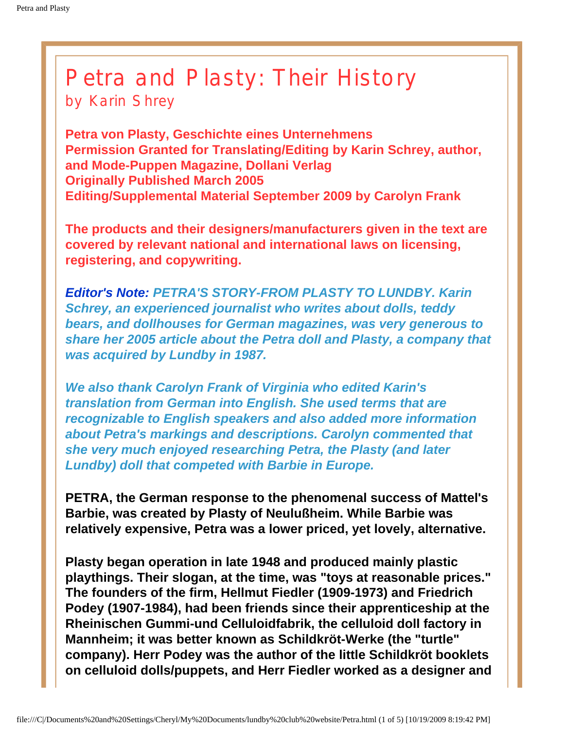# Petra and Plasty: Their History

## by Karin Shrey

**Petra von Plasty, Geschichte eines Unternehmens**
**Permission Granted for Translating/Editing by Karin Schrey, author, and Mode-Puppen Magazine, Dollani Verlag**
**Originally Published March 2005**
**Editing/Supplemental Material September 2009 by Carolyn Frank**

**The products and their designers/manufacturers given in the text are covered by relevant national and international laws on licensing, registering, and copywriting.**

***Editor's Note:*** ***PETRA'S STORY-FROM PLASTY TO LUNDBY. Karin Schrey, an experienced journalist who writes about dolls, teddy bears, and dollhouses for German magazines, was very generous to share her 2005 article about the Petra doll and Plasty, a company that was acquired by Lundby in 1987.***

***We also thank Carolyn Frank of Virginia who edited Karin's translation from German into English. She used terms that are recognizable to English speakers and also added more information about Petra's markings and descriptions. Carolyn commented that she very much enjoyed researching Petra, the Plasty (and later Lundby) doll that competed with Barbie in Europe.***

**PETRA, the German response to the phenomenal success of Mattel's Barbie, was created by Plasty of Neulußheim. While Barbie was relatively expensive, Petra was a lower priced, yet lovely, alternative.**

**Plasty began operation in late 1948 and produced mainly plastic playthings. Their slogan, at the time, was "toys at reasonable prices." The founders of the firm, Hellmut Fiedler (1909-1973) and Friedrich Podey (1907-1984), had been friends since their apprenticeship at the Rheinischen Gummi-und Celluloidfabrik, the celluloid doll factory in Mannheim; it was better known as Schildkröt-Werke (the "turtle" company). Herr Podey was the author of the little Schildkröt booklets on celluloid dolls/puppets, and Herr Fiedler worked as a designer and**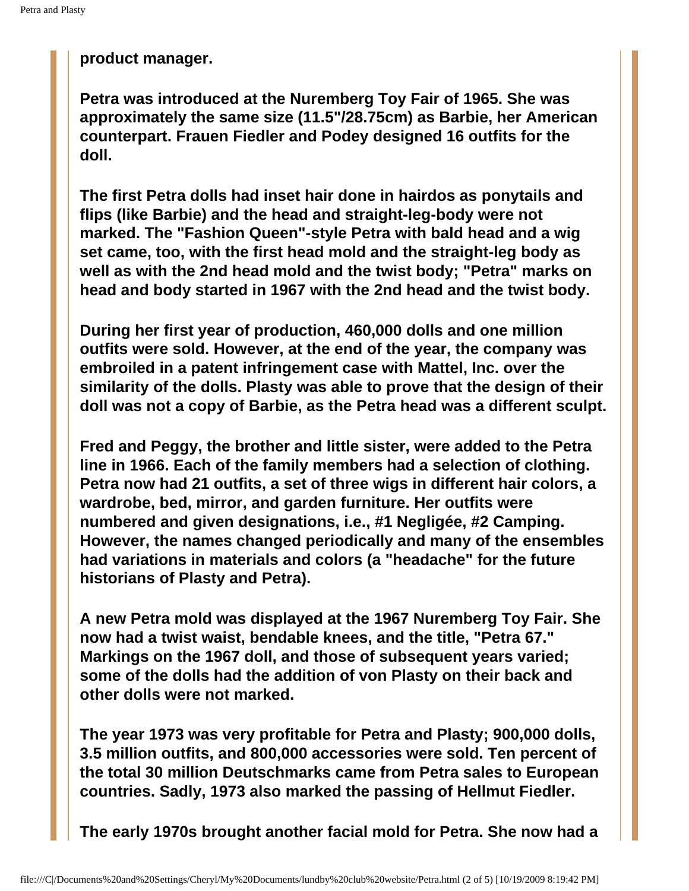**product manager.**

**Petra was introduced at the Nuremberg Toy Fair of 1965. She was approximately the same size (11.5"/28.75cm) as Barbie, her American counterpart. Frauen Fiedler and Podey designed 16 outfits for the doll.**

**The first Petra dolls had inset hair done in hairdos as ponytails and flips (like Barbie) and the head and straight-leg-body were not marked. The "Fashion Queen"-style Petra with bald head and a wig set came, too, with the first head mold and the straight-leg body as well as with the 2nd head mold and the twist body; "Petra" marks on head and body started in 1967 with the 2nd head and the twist body.**

**During her first year of production, 460,000 dolls and one million outfits were sold. However, at the end of the year, the company was embroiled in a patent infringement case with Mattel, Inc. over the similarity of the dolls. Plasty was able to prove that the design of their doll was not a copy of Barbie, as the Petra head was a different sculpt.**

**Fred and Peggy, the brother and little sister, were added to the Petra line in 1966. Each of the family members had a selection of clothing. Petra now had 21 outfits, a set of three wigs in different hair colors, a wardrobe, bed, mirror, and garden furniture. Her outfits were numbered and given designations, i.e., #1 Negligée, #2 Camping. However, the names changed periodically and many of the ensembles had variations in materials and colors (a "headache" for the future historians of Plasty and Petra).**

**A new Petra mold was displayed at the 1967 Nuremberg Toy Fair. She now had a twist waist, bendable knees, and the title, "Petra 67." Markings on the 1967 doll, and those of subsequent years varied; some of the dolls had the addition of von Plasty on their back and other dolls were not marked.**

**The year 1973 was very profitable for Petra and Plasty; 900,000 dolls, 3.5 million outfits, and 800,000 accessories were sold. Ten percent of the total 30 million Deutschmarks came from Petra sales to European countries. Sadly, 1973 also marked the passing of Hellmut Fiedler.**

**The early 1970s brought another facial mold for Petra. She now had a**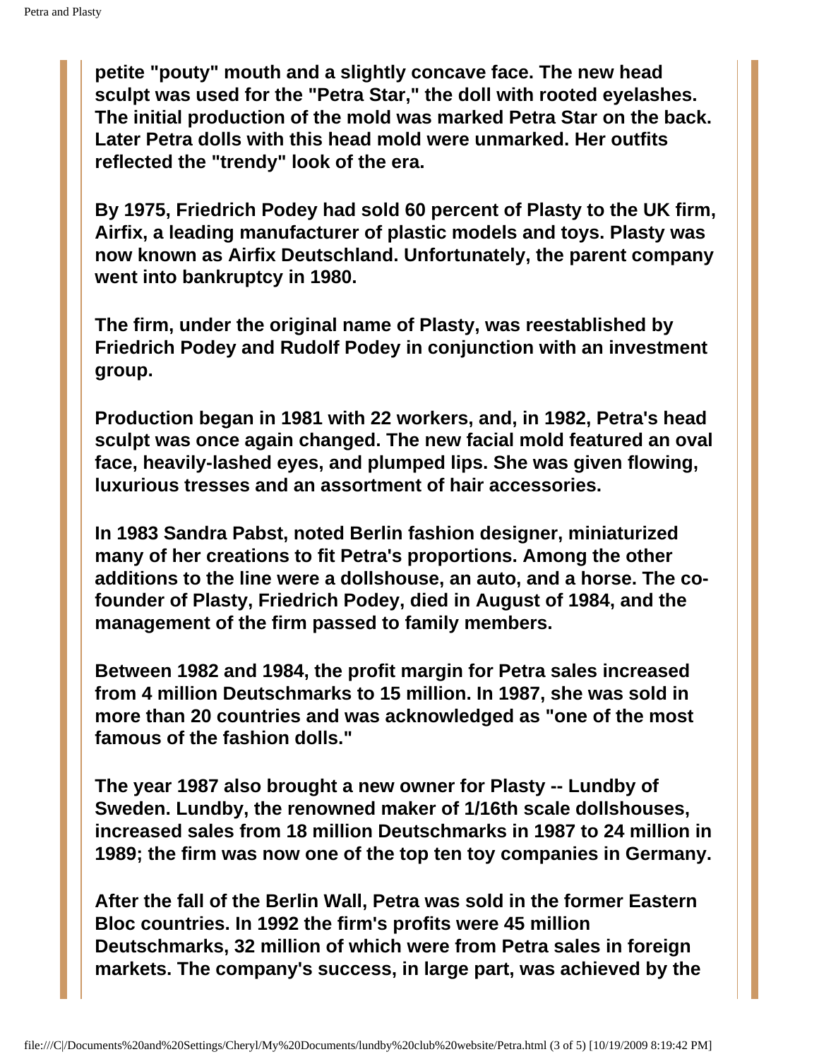**petite "pouty" mouth and a slightly concave face. The new head sculpt was used for the "Petra Star," the doll with rooted eyelashes. The initial production of the mold was marked Petra Star on the back. Later Petra dolls with this head mold were unmarked. Her outfits reflected the "trendy" look of the era.**

**By 1975, Friedrich Podey had sold 60 percent of Plasty to the UK firm, Airfix, a leading manufacturer of plastic models and toys. Plasty was now known as Airfix Deutschland. Unfortunately, the parent company went into bankruptcy in 1980.**

**The firm, under the original name of Plasty, was reestablished by Friedrich Podey and Rudolf Podey in conjunction with an investment group.**

**Production began in 1981 with 22 workers, and, in 1982, Petra's head sculpt was once again changed. The new facial mold featured an oval face, heavily-lashed eyes, and plumped lips. She was given flowing, luxurious tresses and an assortment of hair accessories.**

**In 1983 Sandra Pabst, noted Berlin fashion designer, miniaturized many of her creations to fit Petra's proportions. Among the other additions to the line were a dollshouse, an auto, and a horse. The co-founder of Plasty, Friedrich Podey, died in August of 1984, and the management of the firm passed to family members.**

**Between 1982 and 1984, the profit margin for Petra sales increased from 4 million Deutschmarks to 15 million. In 1987, she was sold in more than 20 countries and was acknowledged as "one of the most famous of the fashion dolls."**

**The year 1987 also brought a new owner for Plasty -- Lundby of Sweden. Lundby, the renowned maker of 1/16th scale dollshouses, increased sales from 18 million Deutschmarks in 1987 to 24 million in 1989; the firm was now one of the top ten toy companies in Germany.**

**After the fall of the Berlin Wall, Petra was sold in the former Eastern Bloc countries. In 1992 the firm's profits were 45 million Deutschmarks, 32 million of which were from Petra sales in foreign markets. The company's success, in large part, was achieved by the**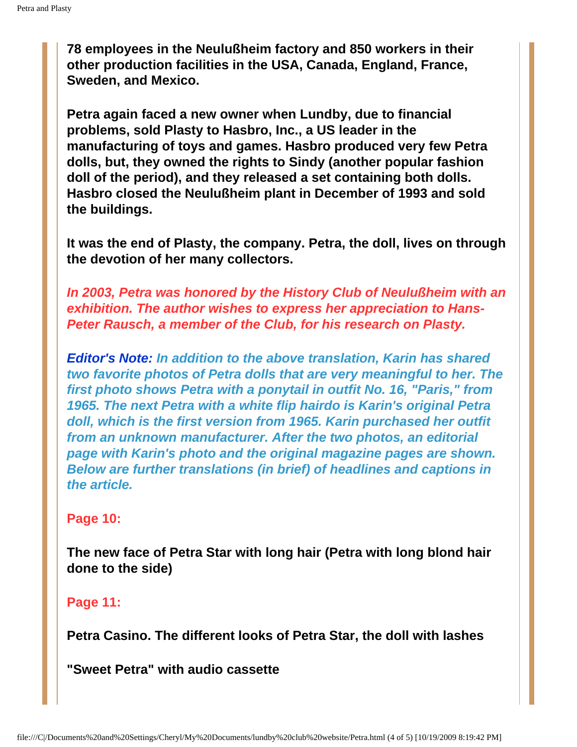**78 employees in the Neulußheim factory and 850 workers in their other production facilities in the USA, Canada, England, France, Sweden, and Mexico.**

**Petra again faced a new owner when Lundby, due to financial problems, sold Plasty to Hasbro, Inc., a US leader in the manufacturing of toys and games. Hasbro produced very few Petra dolls, but, they owned the rights to Sindy (another popular fashion doll of the period), and they released a set containing both dolls. Hasbro closed the Neulußheim plant in December of 1993 and sold the buildings.**

**It was the end of Plasty, the company. Petra, the doll, lives on through the devotion of her many collectors.**

***In 2003, Petra was honored by the History Club of Neulußheim with an exhibition. The author wishes to express her appreciation to Hans-Peter Rausch, a member of the Club, for his research on Plasty.***

***Editor's Note:* *In addition to the above translation, Karin has shared two favorite photos of Petra dolls that are very meaningful to her. The first photo shows Petra with a ponytail in outfit No. 16, "Paris," from 1965. The next Petra with a white flip hairdo is Karin's original Petra doll, which is the first version from 1965. Karin purchased her outfit from an unknown manufacturer. After the two photos, an editorial page with Karin's photo and the original magazine pages are shown. Below are further translations (in brief) of headlines and captions in the article.***

**Page 10:**

**The new face of Petra Star with long hair (Petra with long blond hair done to the side)**

**Page 11:**

**Petra Casino. The different looks of Petra Star, the doll with lashes**

**"Sweet Petra" with audio cassette**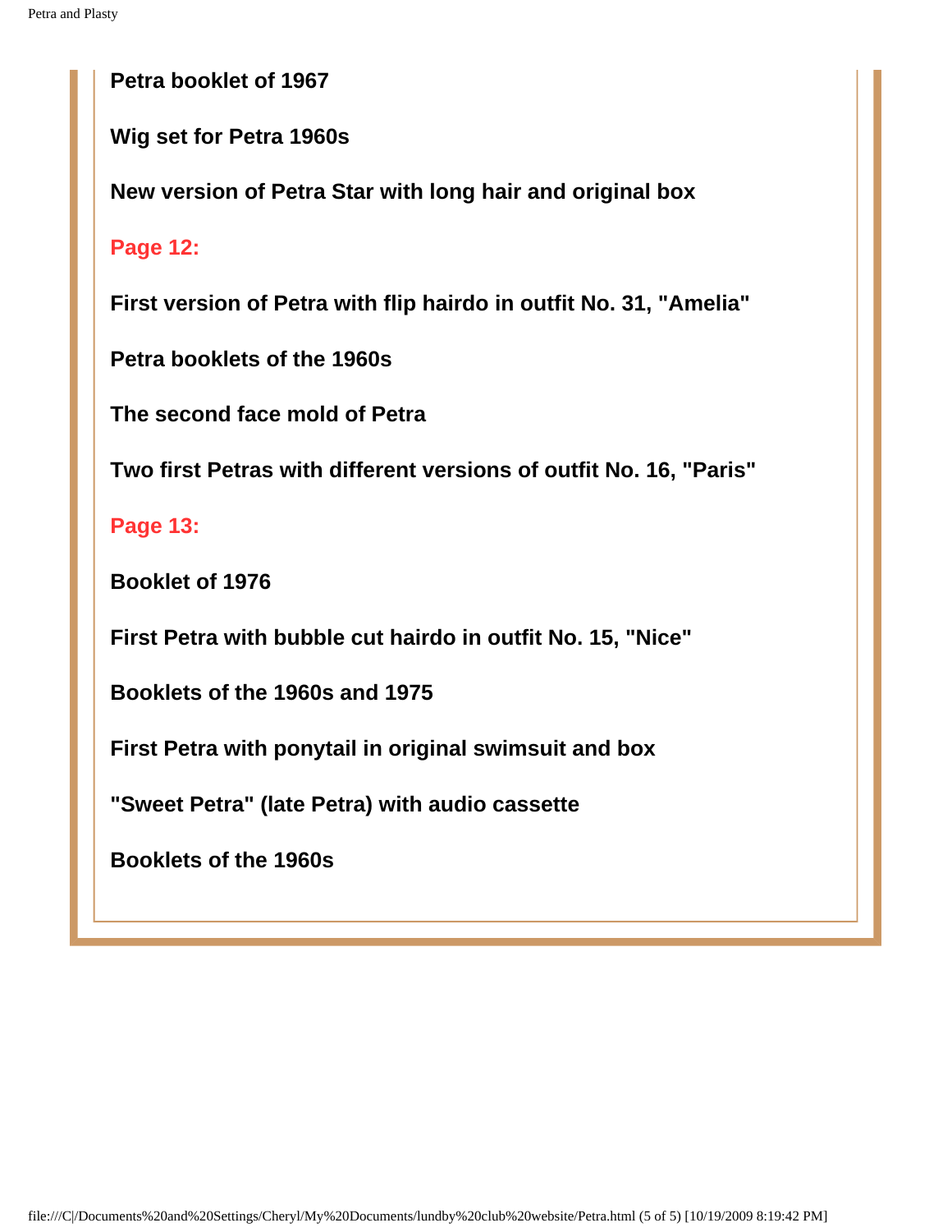**Petra booklet of 1967**

**Wig set for Petra 1960s**

**New version of Petra Star with long hair and original box**

**Page 12:**

**First version of Petra with flip hairdo in outfit No. 31, "Amelia"**

**Petra booklets of the 1960s**

**The second face mold of Petra**

**Two first Petras with different versions of outfit No. 16, "Paris"**

**Page 13:**

**Booklet of 1976**

**First Petra with bubble cut hairdo in outfit No. 15, "Nice"**

**Booklets of the 1960s and 1975**

**First Petra with ponytail in original swimsuit and box**

**"Sweet Petra" (late Petra) with audio cassette**

**Booklets of the 1960s**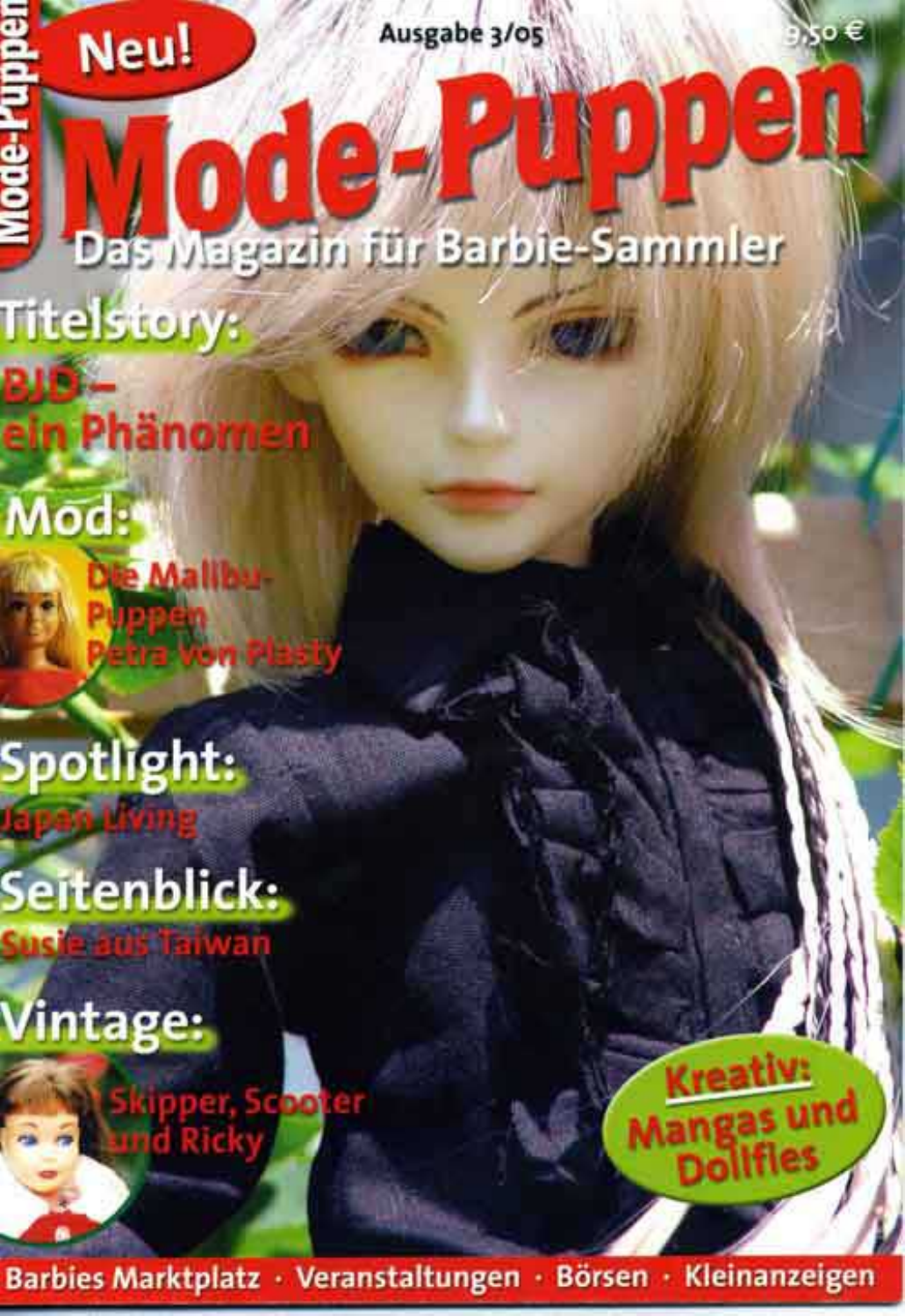Neu!

Ausgabe 3/05

9,50 €

# Mode-Puppen

## Das Magazin für Barbie-Sammler

**Titelstory:**
BJD – ein Phänomen

**Mod:**
Die Malibu-Puppen
Petra von Plasty

**Spotlight:**
Japan Living

**Seitenblick:**
Susie aus Taiwan

**Vintage:**
Skipper, Scooter und Ricky

**Kreativ:**
Mangas und Dollfies

Barbies Marktplatz · Veranstaltungen · Börsen · Kleinanzeigen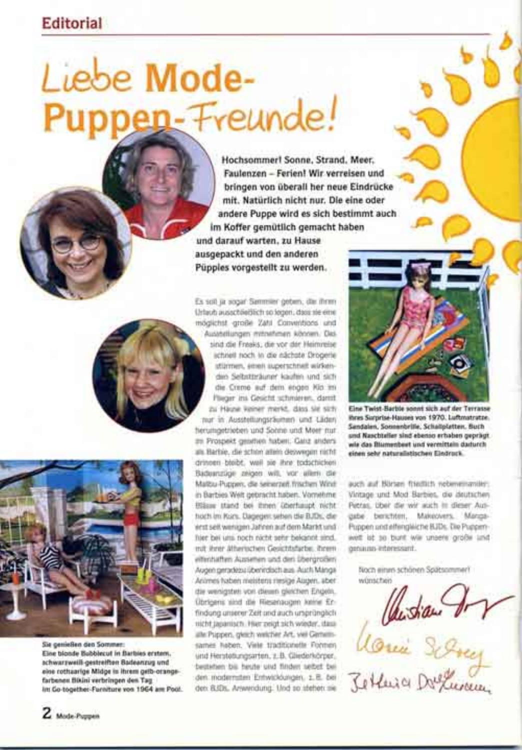## Editorial

# Liebe Mode-Puppen-Freunde!

**Hochsommer! Sonne, Strand, Meer, Faulenzen – Ferien! Wir verreisen und bringen von überall her neue Eindrücke mit. Natürlich nicht nur. Die eine oder andere Puppe wird es sich bestimmt auch im Koffer gemütlich gemacht haben und darauf warten, zu Hause ausgepackt und den anderen Püpples vorgestellt zu werden.**

Es soll ja sogar Sammler geben, die ihren Urlaub ausschließlich so legen, dass sie eine möglichst große Zahl Conventions und Ausstellungen mitnehmen können. Das sind die Freaks, die vor der Heimreise schnell noch in die nächste Drogerie stürmen, einen superschnell wirkenden Selbstbräuner kaufen und sich die Creme auf dem engen Klo im Flieger ins Gesicht schmieren, damit zu Hause keiner merkt, dass sie sich nur in Ausstellungsräumen und Läden herumgetrieben und Sonne und Meer nur im Prospekt gesehen haben. Ganz anders als Barbie, die schon allein deswegen nicht drinnen bleibt, weil sie ihre todschicken Badeanzüge zeigen will, vor allem die Malibu-Puppen, die seinerzeit frischen Wind in Barbies Welt gebracht haben. Vornehme Blässe stand bei ihnen überhaupt nicht hoch im Kurs. Dagegen sehen die BJDs, die erst seit wenigen Jahren auf dem Markt und hier bei uns noch nicht sehr bekannt sind, mit ihrer ätherischen Gesichtsfarbe, ihrem elfenhaften Aussehen und den übergroßen Augen geradezu überirdisch aus. Auch Manga Animes haben meistens riesige Augen, aber die wenigsten von diesen gleichen Engeln. Übrigens sind die Riesenaugen keine Erfindung unserer Zeit und auch ursprünglich nicht japanisch. Hier zeigt sich wieder, dass alle Puppen, gleich welcher Art, viel Gemeinsames haben. Viele traditionelle Formen und Herstellungsarten, z.B. Gliederkörper, bestehen bis heute und finden selbst bei den modernsten Entwicklungen, z.B. bei den BJDs, Anwendung. Und so stehen sie auch auf Börsen friedlich nebeneinander: Vintage und Mod Barbies, die deutschen Petras, über die wir auch in dieser Ausgabe berichten, Makeovers, Manga-Puppen und elfengleiche BJDs. Die Puppenwelt ist so bunt wie unsere große und genauso interessant.

Noch einen schönen Spätsommer! wünschen

Christiane Gräf
Marie Schrey
Bettina Dorfmann

**Eine Twist-Barbie sonnt sich auf der Terrasse ihres Surprise-Hauses von 1970. Luftmatratze, Sandalen, Sonnenbrille, Schallplatten, Buch und Naschteller sind ebenso erhaben geprägt wie das Blumenbeet und vermitteln dadurch einen sehr naturalistischen Eindruck.**

**Sie genießen den Sommer: Eine blonde Bubblecut in Barbies erstem, schwarzweiß-gestreiften Badeanzug und eine rothaarige Midge in ihrem gelb-orange-farbenen Bikini verbringen den Tag im Go-together-Furniture von 1964 am Pool.**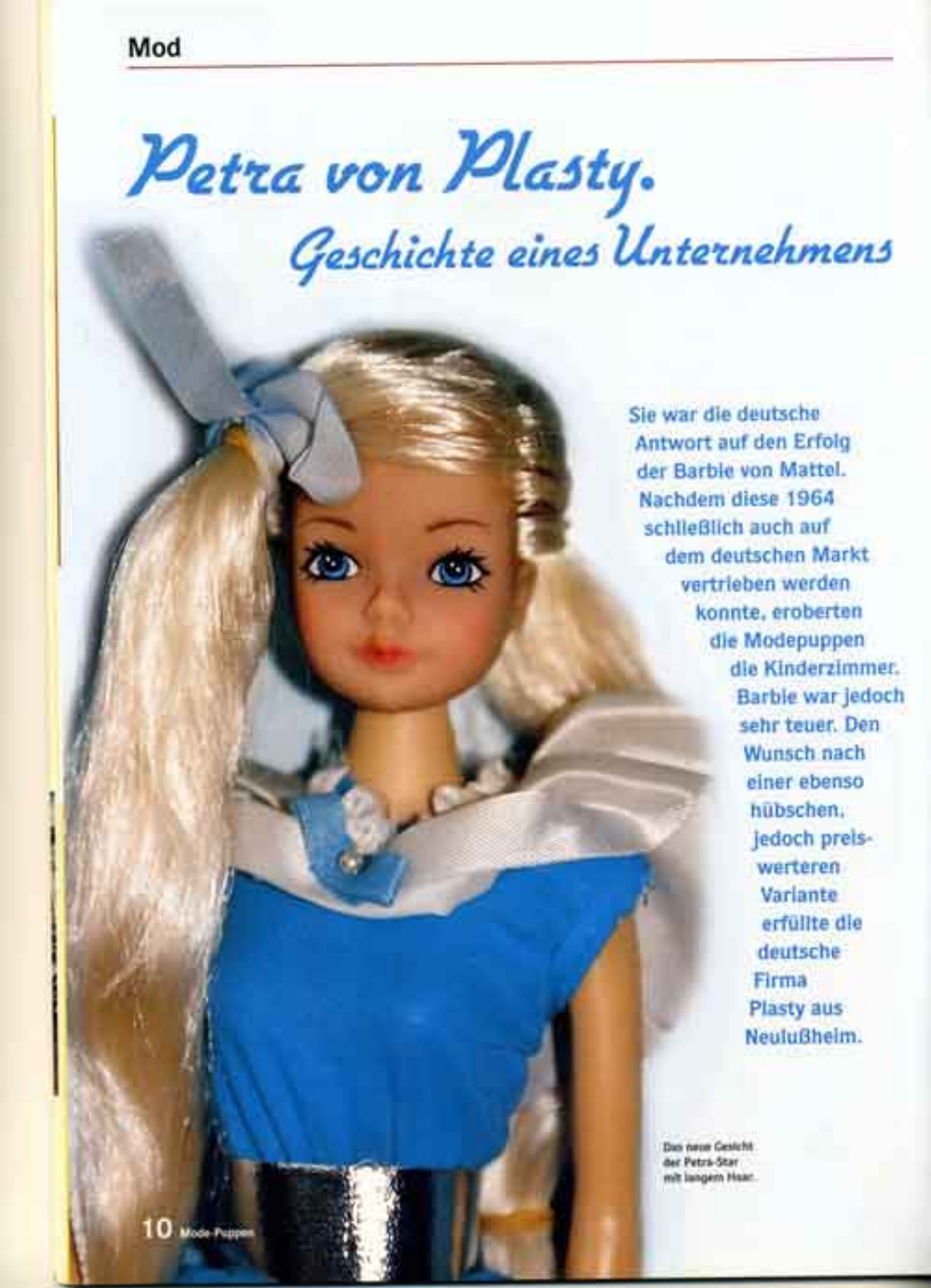# Petra von Plasty.

## Geschichte eines Unternehmens

**Sie war die deutsche Antwort auf den Erfolg der Barbie von Mattel. Nachdem diese 1964 schließlich auch auf dem deutschen Markt vertrieben werden konnte, eroberten die Modepuppen die Kinderzimmer. Barbie war jedoch sehr teuer. Den Wunsch nach einer ebenso hübschen, jedoch preiswerteren Variante erfüllte die deutsche Firma Plasty aus Neulußheim.**

Das neue Gesicht der Petra-Star mit langem Haar.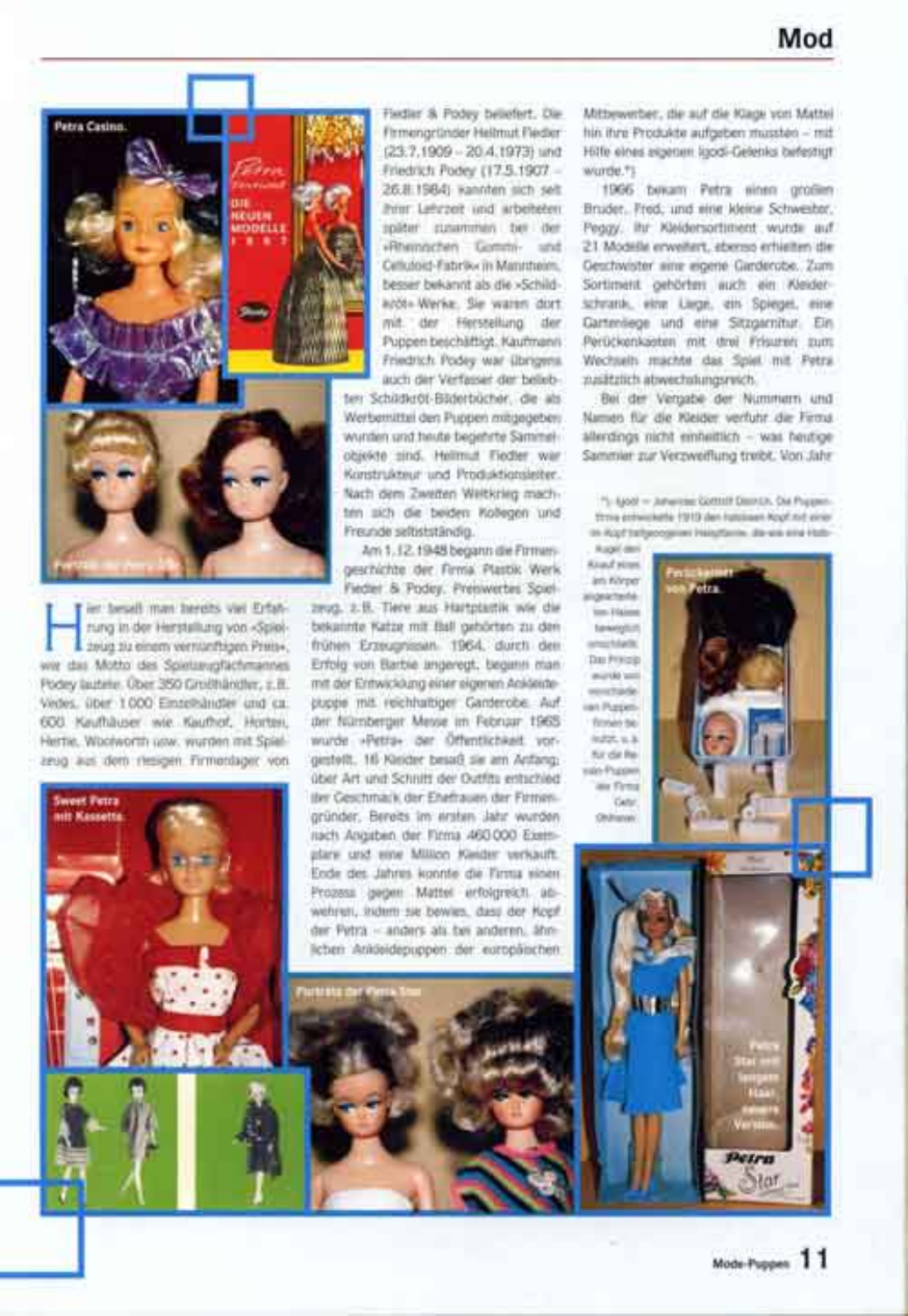Hier besaß man bereits viel Erfahrung in der Herstellung von »Spielzeug zu einem vernünftigen Preis«, wie das Motto des Spielzeugfachmannes Podey lautete. Über 350 Großhändler, z. B. Vedes, über 1 000 Einzelhändler und ca. 600 Kaufhäuser wie Kaufhof, Horten, Hertie, Woolworth usw. wurden mit Spielzeug aus dem riesigen Firmenlager von Fiedler & Podey beliefert. Die Firmengründer Hellmut Fiedler (23.7.1909 – 20.4.1973) und Friedrich Podey (17.5.1907 – 26.8.1984) kannten sich seit ihrer Lehrzeit und arbeiteten später zusammen bei der »Rheinischen Gummi- und Celluloid-Fabrik« in Mannheim, besser bekannt als die »Schildkröt« Werke. Sie waren dort mit der Herstellung der Puppen beschäftigt. Kaufmann Friedrich Podey war übrigens auch der Verfasser der beliebten Schildkröt-Bilderbücher, die als Werbemittel den Puppen mitgegeben wurden und heute begehrte Sammelobjekte sind. Hellmut Fiedler war Konstrukteur und Produktionsleiter. Nach dem Zweiten Weltkrieg machten sich die beiden Kollegen und Freunde selbstständig.

Am 1.12.1948 begann die Firmengeschichte der Firma Plastik Werk Fiedler & Podey. Preiswertes Spielzeug, z. B. Tiere aus Hartplastik wie die bekannte Katze mit Ball gehörten zu den frühen Erzeugnissen. 1964, durch den Erfolg von Barbie angeregt, begann man mit der Entwicklung einer eigenen Ankleidepuppe mit reichhaltiger Garderobe. Auf der Nürnberger Messe im Februar 1965 wurde »Petra« der Öffentlichkeit vorgestellt. 16 Kleider besaß sie am Anfang; über Art und Schnitt der Outfits entschied der Geschmack der Ehefrauen der Firmengründer. Bereits im ersten Jahr wurden nach Angaben der Firma 460 000 Exemplare und eine Million Kleider verkauft. Ende des Jahres konnte die Firma einen Prozess gegen Mattel erfolgreich abwehren, indem sie bewies, dass der Kopf der Petra – anders als bei anderen, ähnlichen Ankleidepuppen der europäischen Mitbewerber, die auf die Klage von Mattel hin ihre Produkte aufgeben mussten – mit Hilfe eines eigenen Igodi-Gelenks befestigt wurde.*)

1966 bekam Petra einen großen Bruder, Fred, und eine kleine Schwester, Peggy. Ihr Kleidersortiment wurde auf 21 Modelle erweitert, ebenso erhielten die Geschwister eine eigene Garderobe. Zum Sortiment gehörten auch ein Kleiderschrank, eine Liege, ein Spiegel, eine Gartenliege und eine Sitzgarnitur. Ein Perückenkasten mit drei Frisuren zum Wechseln machte das Spiel mit Petra zusätzlich abwechslungsreich.

Bei der Vergabe der Nummern und Namen für die Kleider verfuhr die Firma allerdings nicht einheitlich – was heutige Sammler zur Verzweiflung treibt. Von Jahr

*) Igodi = Johannes Gottolf Dietrich. Die Puppenfirma entwickelte 1910 den haltbaren Kopf mit einer im Kopf befestigten Halsfeder, die wie eine Holzkugel den Kopf einem am Körper angearbeiteten Halse beweglich verschraubte. Das Prinzip wurde von verschiedenen Puppenfirmen benutzt, u. a. für die Revalo-Puppen der Firma Gebr. Ohlhaver.

Petra Casino.

Porträts der Petra

Sweet Petra mit Kassette.

Porträts der Petra Star

Perückenkasten von Petra.

Petra Star mit langem Haar, neuere Version.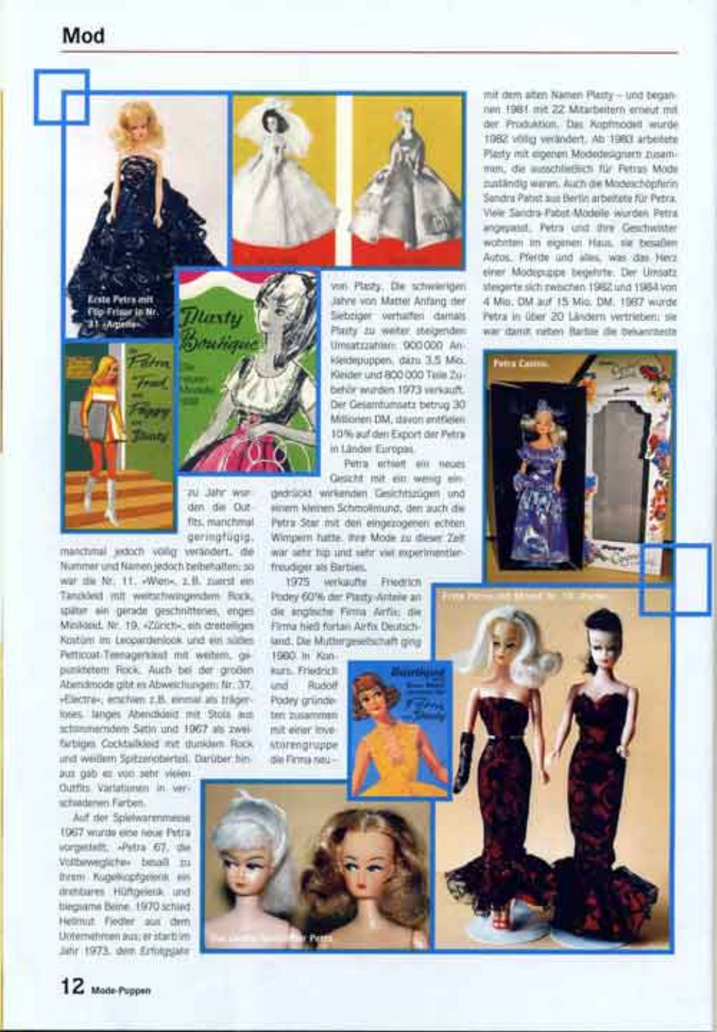Erste Petra mit Flip-Frisur in Nr. 31 »Arpello«

zu Jahr wurden die Outfits manchmal geringfügig, manchmal jedoch völlig verändert, die Nummer und Namen jedoch beibehalten: so war die Nr. 11, »Wien«, z.B. zuerst ein Tanzkleid mit weitschwingendem Rock, später ein gerade geschnittenes, enges Minikleid. Nr. 19, »Zürich«, ein dreiteiliges Kostüm im Leopardenlook und ein süßes Petticoat-Teenagerkleid mit weitem, gepunktetem Rock. Auch bei der großen Abendmode gibt es Abweichungen: Nr. 37, »Electra«, erschien z.B. einmal als trägerloses, langes Abendkleid mit Stola aus schimmerndem Satin und 1967 als zweifarbiges Cocktailkleid mit dunklem Rock und weißem Spitzenoberteil. Darüber hinaus gab es von sehr vielen Outfits Variationen in verschiedenen Farben.

Auf der Spielwarenmesse 1967 wurde eine neue Petra vorgestellt: »Petra 67, die Vollbewegliche« besaß zu ihrem Kugelkopfgelenk ein drehbares Hüftgelenk und biegsame Beine. 1970 schied Helmut Fiedler aus dem Unternehmen aus; er starb im Jahr 1973, dem Erfolgsjahr von Plasty. Die schwierigen Jahre von Mattel Anfang der Siebziger verhalfen damals Plasty zu weiter steigenden Umsatzzahlen: 900 000 Ankleidepuppen, dazu 3,5 Mio. Kleider und 800 000 Teile Zubehör wurden 1973 verkauft. Der Gesamtumsatz betrug 30 Millionen DM, davon entfielen 10 % auf den Export der Petra in Länder Europas.

Petra erhielt ein neues Gesicht mit ein wenig eingedrückt wirkenden Gesichtszügen und einem kleinen Schmollmund, den auch die Petra Star mit den eingezogenen echten Wimpern hatte. Ihre Mode zu dieser Zeit war sehr hip und sehr viel experimentierfreudiger als Barbies.

1975 verkaufte Friedrich Podey 60 % der Plasty-Anteile an die englische Firma Airfix; die Firma hieß fortan Airfix Deutschland. Die Muttergesellschaft ging 1980 in Konkurs. Friedrich und Rudolf Podey gründeten zusammen mit einer Investorengruppe die Firma neu – mit dem alten Namen Plasty – und begannen 1981 mit 22 Mitarbeitern erneut mit der Produktion. Das Kopfmodell wurde 1982 völlig verändert. Ab 1983 arbeitete Plasty mit eigenen Modedesignern zusammen, die ausschließlich für Petras Mode zuständig waren. Auch die Modeschöpferin Sandra Pabst aus Berlin arbeitete für Petra. Viele Sandra-Pabst-Modelle wurden Petra angepasst. Petra und ihre Geschwister wohnten im eigenen Haus, sie besaßen Autos, Pferde und alles, was das Herz einer Modepuppe begehrte. Der Umsatz steigerte sich zwischen 1982 und 1984 von 4 Mio. DM auf 15 Mio. DM. 1987 wurde Petra in über 20 Ländern vertrieben; sie war damit neben Barbie die bekannteste

Petra Casino.

Erste Petra mit Modell Nr. 18 »Paris«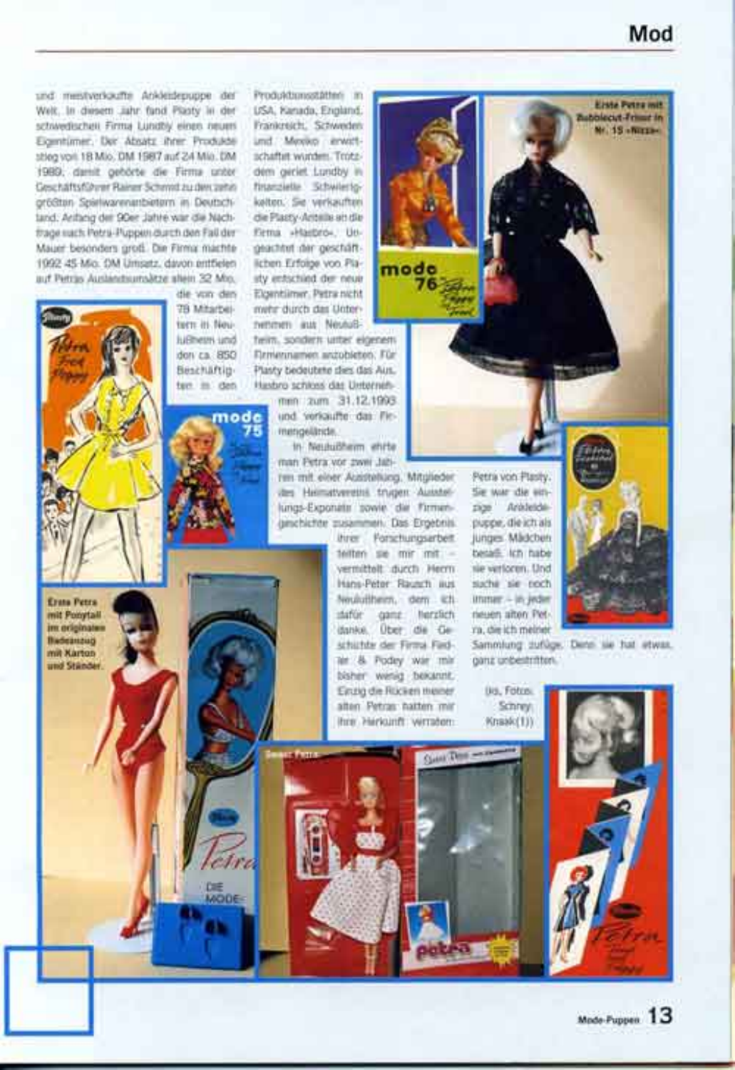und meistverkaufte Ankleidepuppe der Welt. In diesem Jahr fand Plasty in der schwedischen Firma Lundby einen neuen Eigentümer. Der Absatz ihrer Produkte stieg von 18 Mio. DM 1987 auf 24 Mio. DM 1989; damit gehörte die Firma unter Geschäftsführer Rainer Schmid zu den zehn größten Spielwarenanbietern in Deutschland. Anfang der 90er Jahre war die Nachfrage nach Petra-Puppen durch den Fall der Mauer besonders groß. Die Firma machte 1992 45 Mio. DM Umsatz, davon entfielen auf Petras Auslandsumsätze allein 32 Mio., die von den 78 Mitarbeitern in Neulußheim und den ca. 850 Beschäftigten in den Produktionsstätten in USA, Kanada, England, Frankreich, Schweden und Mexiko erwirtschaftet wurden. Trotzdem geriet Lundby in finanzielle Schwierigkeiten. Sie verkauften die Plasty-Anteile an die Firma »Hasbro«. Ungeachtet der geschäftlichen Erfolge von Plasty entschied der neue Eigentümer, Petra nicht mehr durch das Unternehmen aus Neulußheim, sondern unter eigenem Firmennamen anzubieten. Für Plasty bedeutete dies das Aus. Hasbro schloss das Unternehmen zum 31.12.1993 und verkaufte das Firmengelände.

In Neulußheim ehrte man Petra vor zwei Jahren mit einer Ausstellung. Mitglieder des Heimatvereins trugen Ausstellungs-Exponate sowie die Firmengeschichte zusammen. Das Ergebnis ihrer Forschungsarbeit teilten sie mir mit – vermittelt durch Herrn Hans-Peter Rausch aus Neulußheim, dem ich dafür ganz herzlich danke. Über die Geschichte der Firma Fiedler & Podey war mir bisher wenig bekannt. Einzig die Rücken meiner alten Petras hatten mir ihre Herkunft verraten: Petra von Plasty. Sie war die einzige Ankleidepuppe, die ich als junges Mädchen besaß. Ich habe sie verloren. Und suche sie noch immer – in jeder neuen alten Petra, die ich meiner Sammlung zufüge. Denn sie hat etwas ganz unbestritten.

(ks, Fotos: Schrey; Knaak(1))

Erste Petra mit Bubblecut-Frisur in Nr. 15 »Nizza«.

Erste Petra mit Ponytail im originalen Badeanzug mit Karton und Ständer.

Sweet Petra